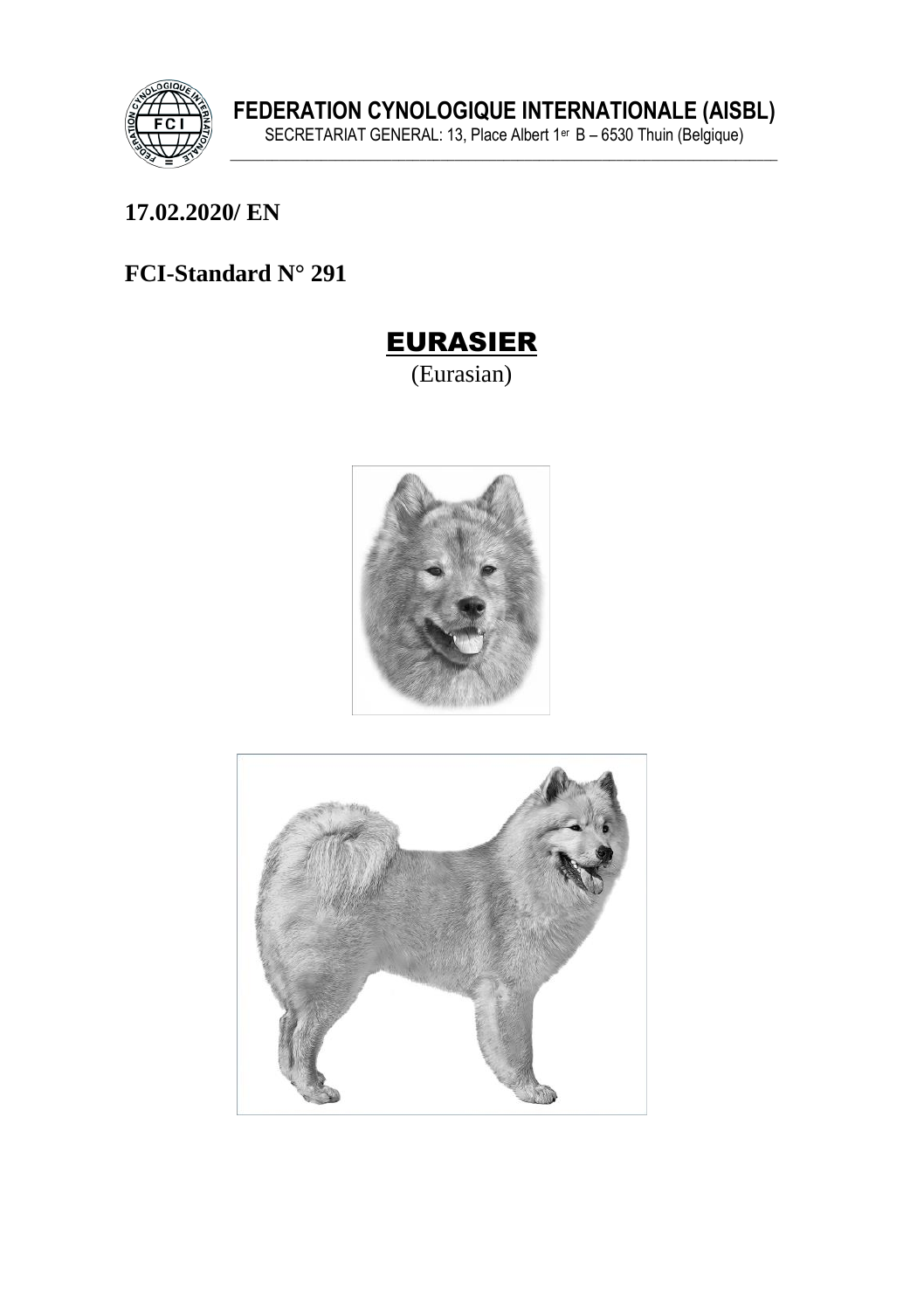**FEDERATION CYNOLOGIQUE INTERNATIONALE (AISBL)**

SECRETARIAT GENERAL: 13, Place Albert 1er B – 6530 Thuin (Belgique)

**17.02.2020/ EN**

**FCI-Standard N° 291**

# EURASIER

(Eurasian)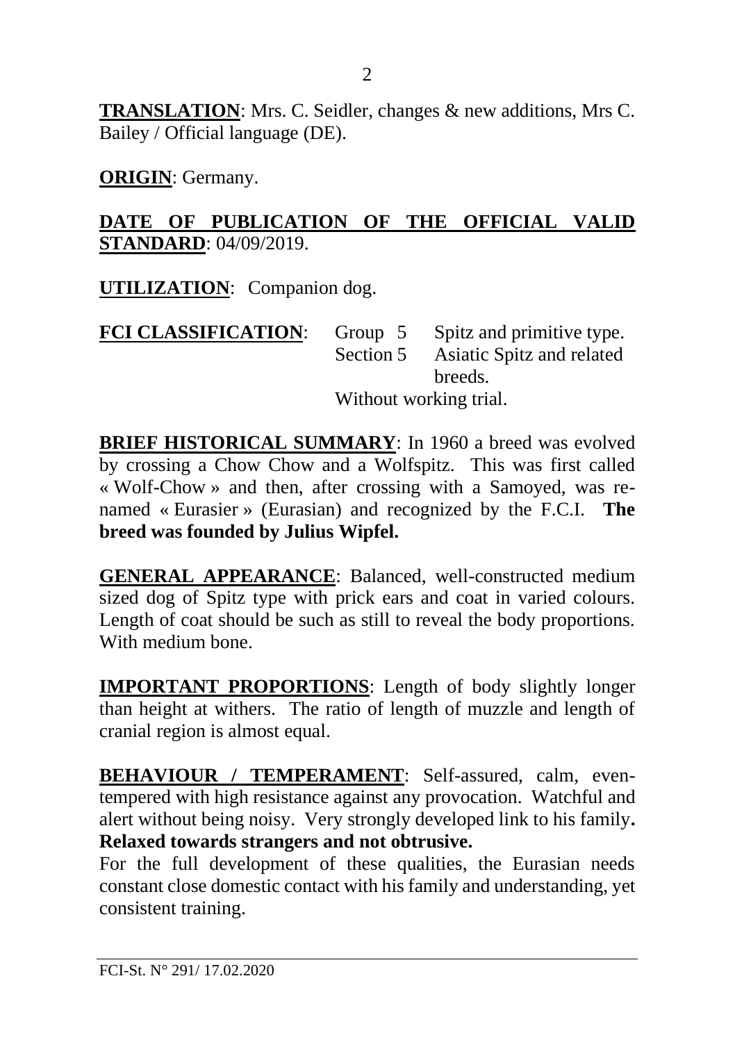**TRANSLATION**: Mrs. C. Seidler, changes & new additions, Mrs C. Bailey / Official language (DE).

**ORIGIN**: Germany.

**DATE OF PUBLICATION OF THE OFFICIAL VALID STANDARD**: 04/09/2019.

**UTILIZATION**: Companion dog.

**FCI CLASSIFICATION**: Group 5 Spitz and primitive type.
Section 5 Asiatic Spitz and related breeds.
Without working trial.

**BRIEF HISTORICAL SUMMARY**: In 1960 a breed was evolved by crossing a Chow Chow and a Wolfspitz. This was first called « Wolf-Chow » and then, after crossing with a Samoyed, was re-named « Eurasier » (Eurasian) and recognized by the F.C.I. **The breed was founded by Julius Wipfel.**

**GENERAL APPEARANCE**: Balanced, well-constructed medium sized dog of Spitz type with prick ears and coat in varied colours. Length of coat should be such as still to reveal the body proportions. With medium bone.

**IMPORTANT PROPORTIONS**: Length of body slightly longer than height at withers. The ratio of length of muzzle and length of cranial region is almost equal.

**BEHAVIOUR / TEMPERAMENT**: Self-assured, calm, even-tempered with high resistance against any provocation. Watchful and alert without being noisy. Very strongly developed link to his family**.**
**Relaxed towards strangers and not obtrusive.**
For the full development of these qualities, the Eurasian needs constant close domestic contact with his family and understanding, yet consistent training.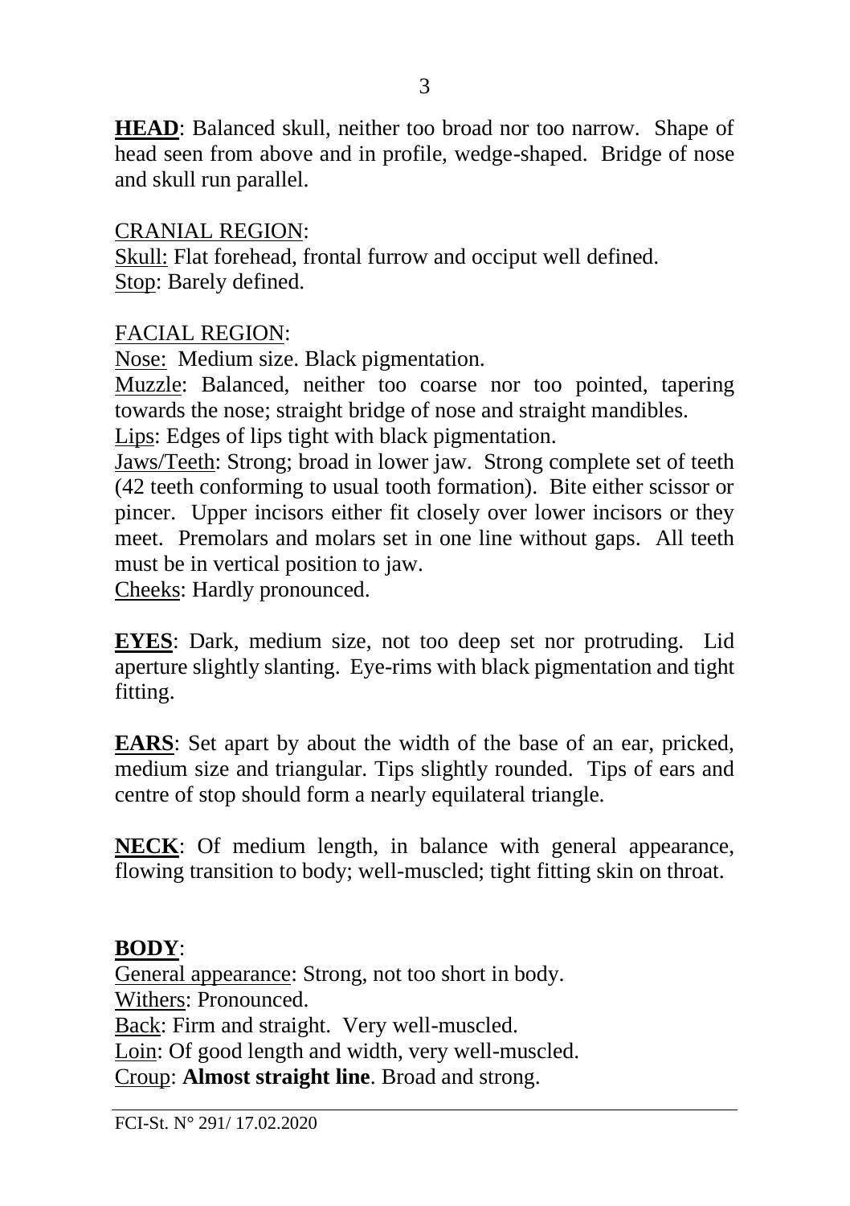**HEAD**: Balanced skull, neither too broad nor too narrow. Shape of head seen from above and in profile, wedge-shaped. Bridge of nose and skull run parallel.

CRANIAL REGION:

Skull: Flat forehead, frontal furrow and occiput well defined.
Stop: Barely defined.

FACIAL REGION:

Nose: Medium size. Black pigmentation.
Muzzle: Balanced, neither too coarse nor too pointed, tapering towards the nose; straight bridge of nose and straight mandibles.
Lips: Edges of lips tight with black pigmentation.
Jaws/Teeth: Strong; broad in lower jaw. Strong complete set of teeth (42 teeth conforming to usual tooth formation). Bite either scissor or pincer. Upper incisors either fit closely over lower incisors or they meet. Premolars and molars set in one line without gaps. All teeth must be in vertical position to jaw.
Cheeks: Hardly pronounced.

**EYES**: Dark, medium size, not too deep set nor protruding. Lid aperture slightly slanting. Eye-rims with black pigmentation and tight fitting.

**EARS**: Set apart by about the width of the base of an ear, pricked, medium size and triangular. Tips slightly rounded. Tips of ears and centre of stop should form a nearly equilateral triangle.

**NECK**: Of medium length, in balance with general appearance, flowing transition to body; well-muscled; tight fitting skin on throat.

**BODY**:

General appearance: Strong, not too short in body.
Withers: Pronounced.
Back: Firm and straight. Very well-muscled.
Loin: Of good length and width, very well-muscled.
Croup: **Almost straight line**. Broad and strong.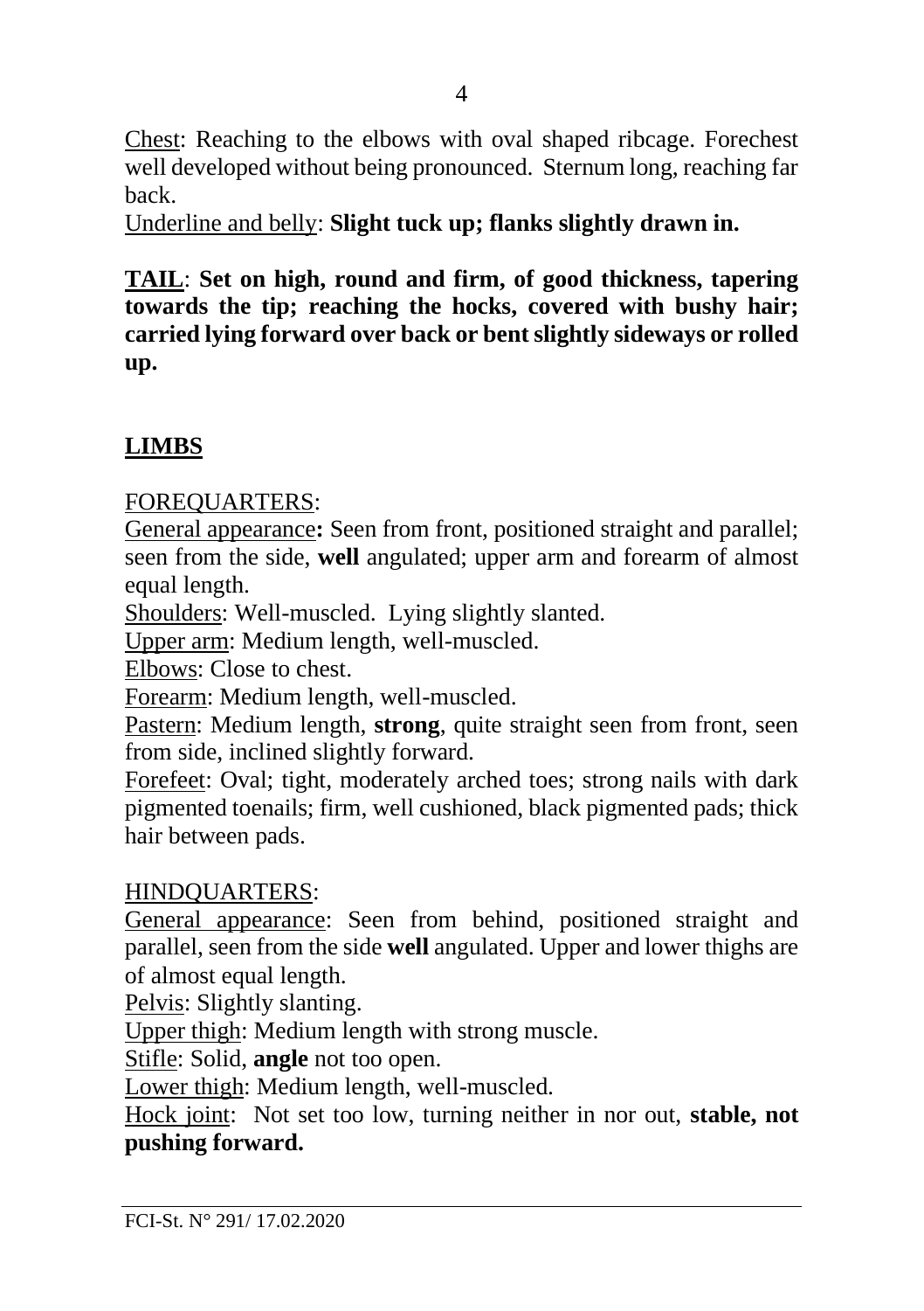Chest: Reaching to the elbows with oval shaped ribcage. Forechest well developed without being pronounced. Sternum long, reaching far back.

Underline and belly: **Slight tuck up; flanks slightly drawn in.**

**TAIL**: **Set on high, round and firm, of good thickness, tapering towards the tip; reaching the hocks, covered with bushy hair; carried lying forward over back or bent slightly sideways or rolled up.**

## LIMBS

FOREQUARTERS:

General appearance**:** Seen from front, positioned straight and parallel; seen from the side, **well** angulated; upper arm and forearm of almost equal length.

Shoulders: Well-muscled. Lying slightly slanted.

Upper arm: Medium length, well-muscled.

Elbows: Close to chest.

Forearm: Medium length, well-muscled.

Pastern: Medium length, **strong**, quite straight seen from front, seen from side, inclined slightly forward.

Forefeet: Oval; tight, moderately arched toes; strong nails with dark pigmented toenails; firm, well cushioned, black pigmented pads; thick hair between pads.

HINDQUARTERS:

General appearance: Seen from behind, positioned straight and parallel, seen from the side **well** angulated. Upper and lower thighs are of almost equal length.

Pelvis: Slightly slanting.

Upper thigh: Medium length with strong muscle.

Stifle: Solid, **angle** not too open.

Lower thigh: Medium length, well-muscled.

Hock joint: Not set too low, turning neither in nor out, **stable, not pushing forward.**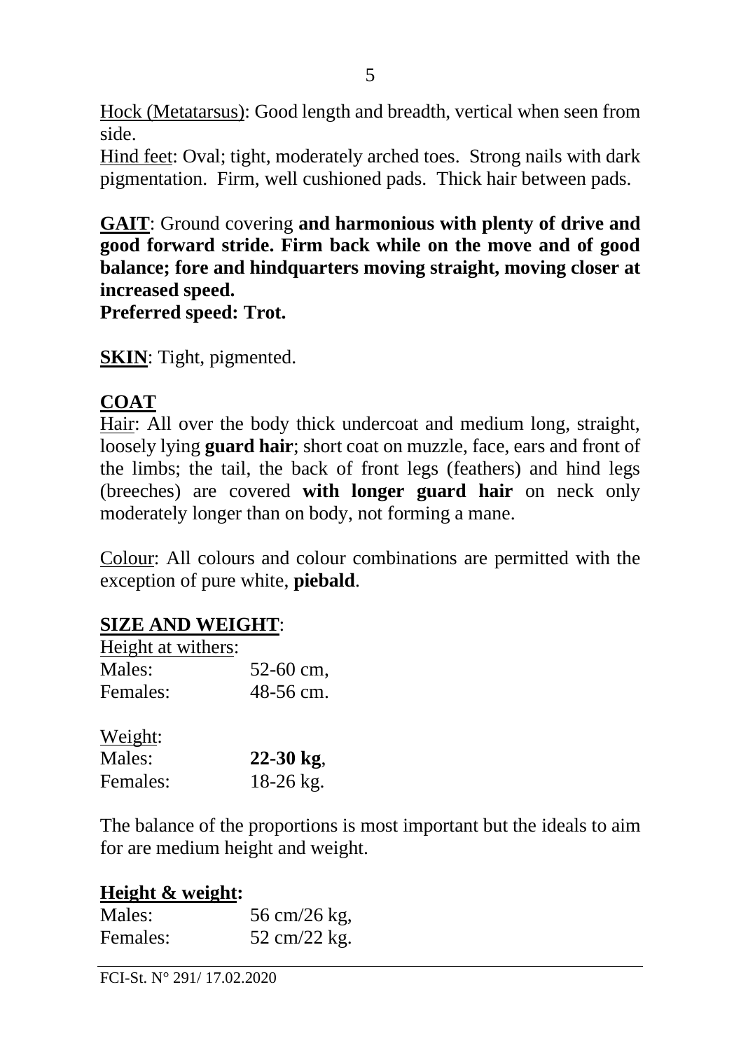<u>Hock (Metatarsus)</u>: Good length and breadth, vertical when seen from side.
<u>Hind feet</u>: Oval; tight, moderately arched toes. Strong nails with dark pigmentation. Firm, well cushioned pads. Thick hair between pads.

**<u>GAIT</u>**: Ground covering **and harmonious with plenty of drive and good forward stride. Firm back while on the move and of good balance; fore and hindquarters moving straight, moving closer at increased speed.**
**Preferred speed: Trot.**

**<u>SKIN</u>**: Tight, pigmented.

**<u>COAT</u>**
<u>Hair</u>: All over the body thick undercoat and medium long, straight, loosely lying **guard hair**; short coat on muzzle, face, ears and front of the limbs; the tail, the back of front legs (feathers) and hind legs (breeches) are covered **with longer guard hair** on neck only moderately longer than on body, not forming a mane.

<u>Colour</u>: All colours and colour combinations are permitted with the exception of pure white, **piebald**.

**<u>SIZE AND WEIGHT</u>**:
<u>Height at withers</u>:

| | |
|---|---|
| Males: | 52-60 cm, |
| Females: | 48-56 cm. |

<u>Weight</u>:

| | |
|---|---|
| Males: | **22-30 kg**, |
| Females: | 18-26 kg. |

The balance of the proportions is most important but the ideals to aim for are medium height and weight.

**<u>Height & weight</u>:**

| | |
|---|---|
| Males: | 56 cm/26 kg, |
| Females: | 52 cm/22 kg. |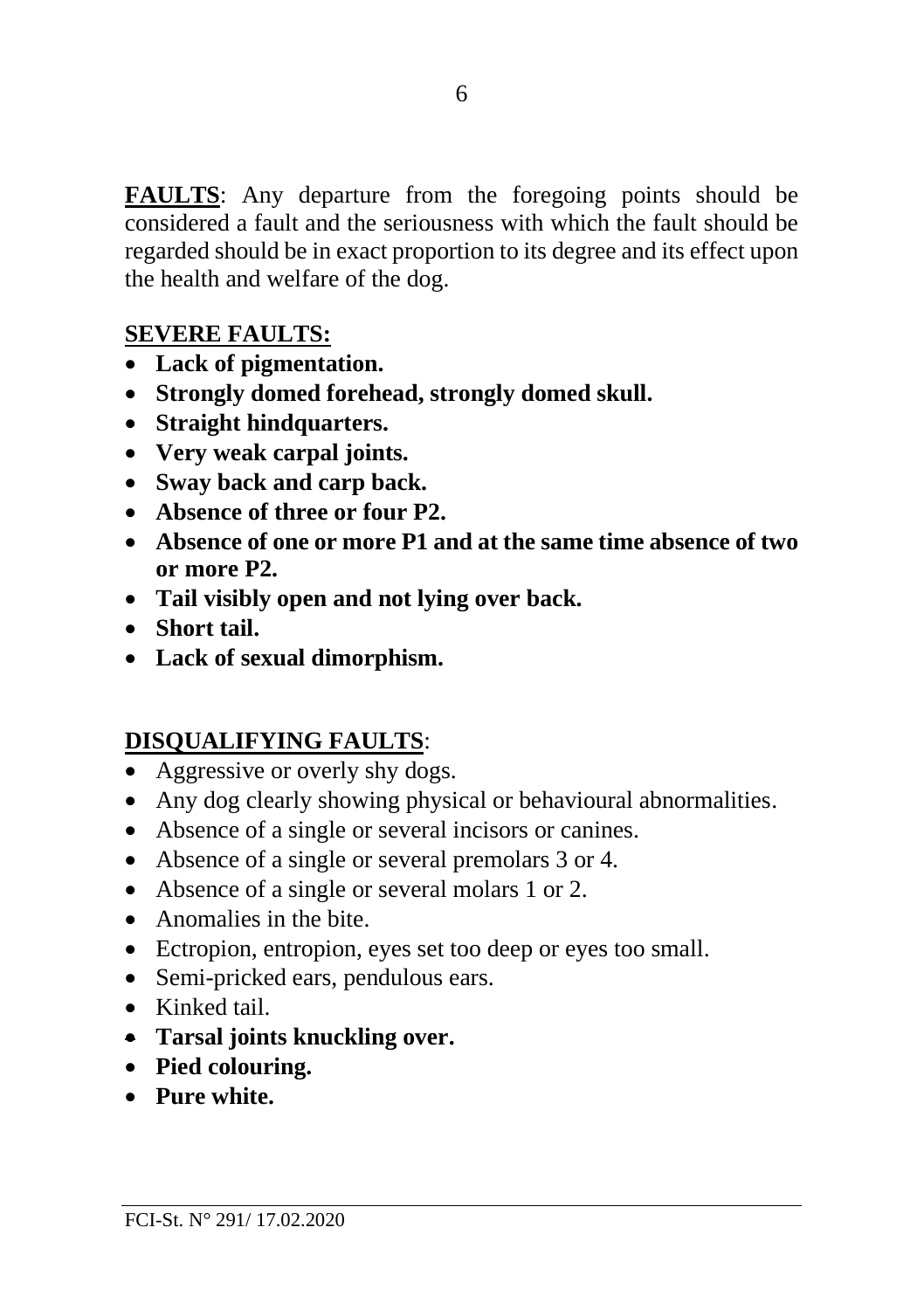**FAULTS**: Any departure from the foregoing points should be considered a fault and the seriousness with which the fault should be regarded should be in exact proportion to its degree and its effect upon the health and welfare of the dog.

**SEVERE FAULTS:**

- **Lack of pigmentation.**
- **Strongly domed forehead, strongly domed skull.**
- **Straight hindquarters.**
- **Very weak carpal joints.**
- **Sway back and carp back.**
- **Absence of three or four P2.**
- **Absence of one or more P1 and at the same time absence of two or more P2.**
- **Tail visibly open and not lying over back.**
- **Short tail.**
- **Lack of sexual dimorphism.**

**DISQUALIFYING FAULTS**:

- Aggressive or overly shy dogs.
- Any dog clearly showing physical or behavioural abnormalities.
- Absence of a single or several incisors or canines.
- Absence of a single or several premolars 3 or 4.
- Absence of a single or several molars 1 or 2.
- Anomalies in the bite.
- Ectropion, entropion, eyes set too deep or eyes too small.
- Semi-pricked ears, pendulous ears.
- Kinked tail.
- **Tarsal joints knuckling over.**
- **Pied colouring.**
- **Pure white.**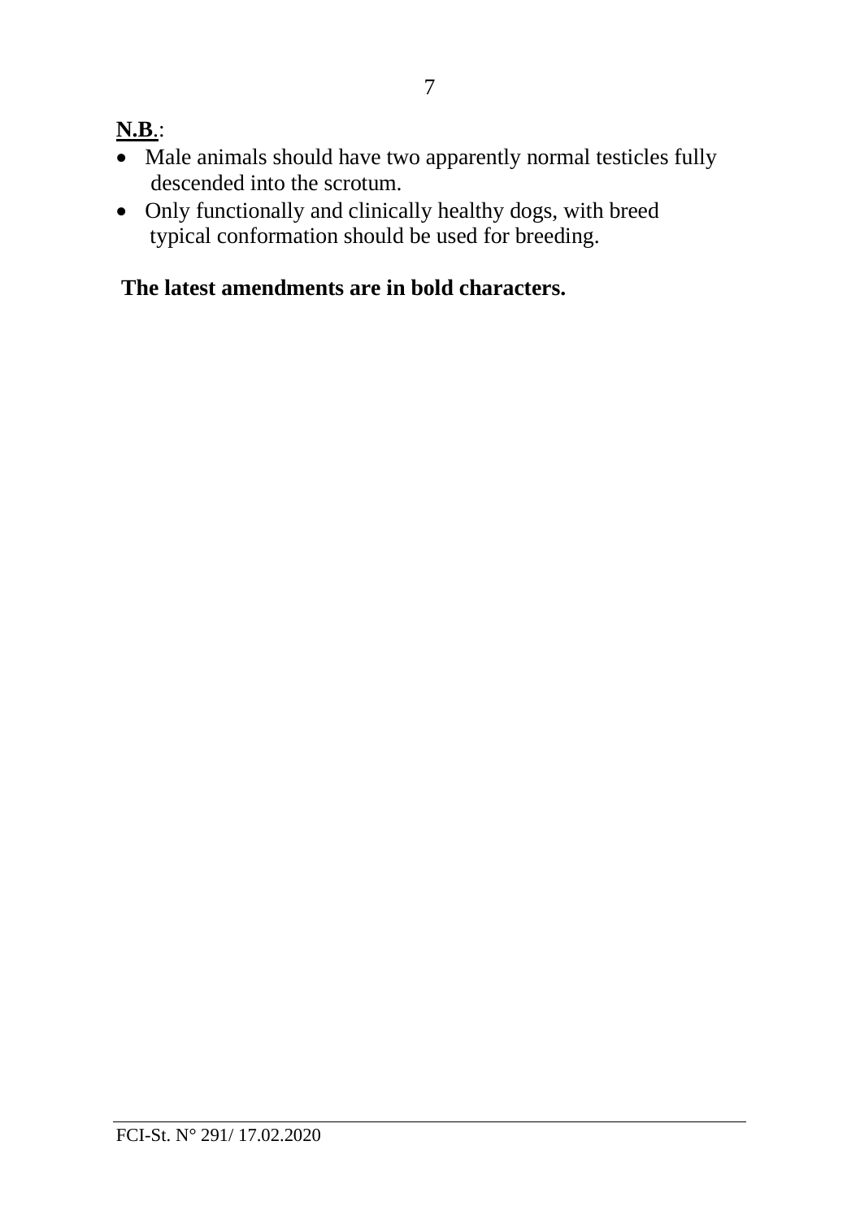**N.B.**:

- Male animals should have two apparently normal testicles fully descended into the scrotum.
- Only functionally and clinically healthy dogs, with breed typical conformation should be used for breeding.

**The latest amendments are in bold characters.**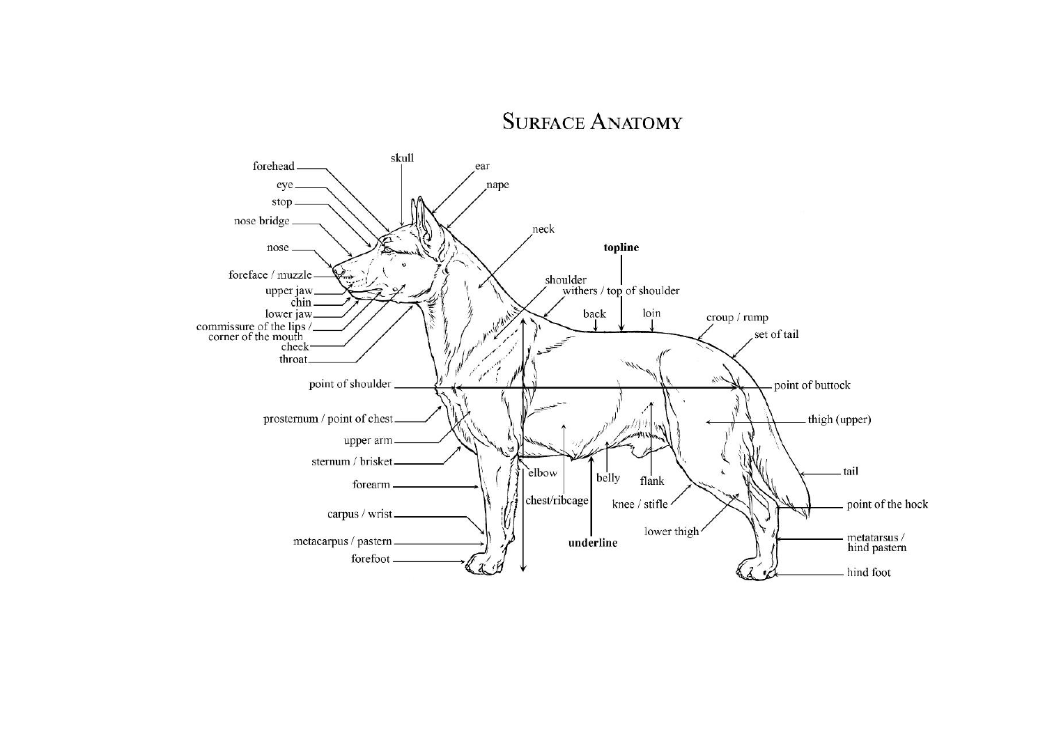# Surface Anatomy

forehead
eye
stop
nose bridge
nose
foreface / muzzle
upper jaw
chin
lower jaw
commissure of the lips / corner of the mouth
cheek
throat
skull
ear
nape
neck
topline
shoulder
withers / top of shoulder
back
loin
croup / rump
set of tail
point of shoulder
point of buttock
prosternum / point of chest
thigh (upper)
upper arm
sternum / brisket
tail
elbow
belly
flank
forearm
chest/ribcage
knee / stifle
point of the hock
carpus / wrist
lower thigh
metacarpus / pastern
underline
metatarsus / hind pastern
forefoot
hind foot